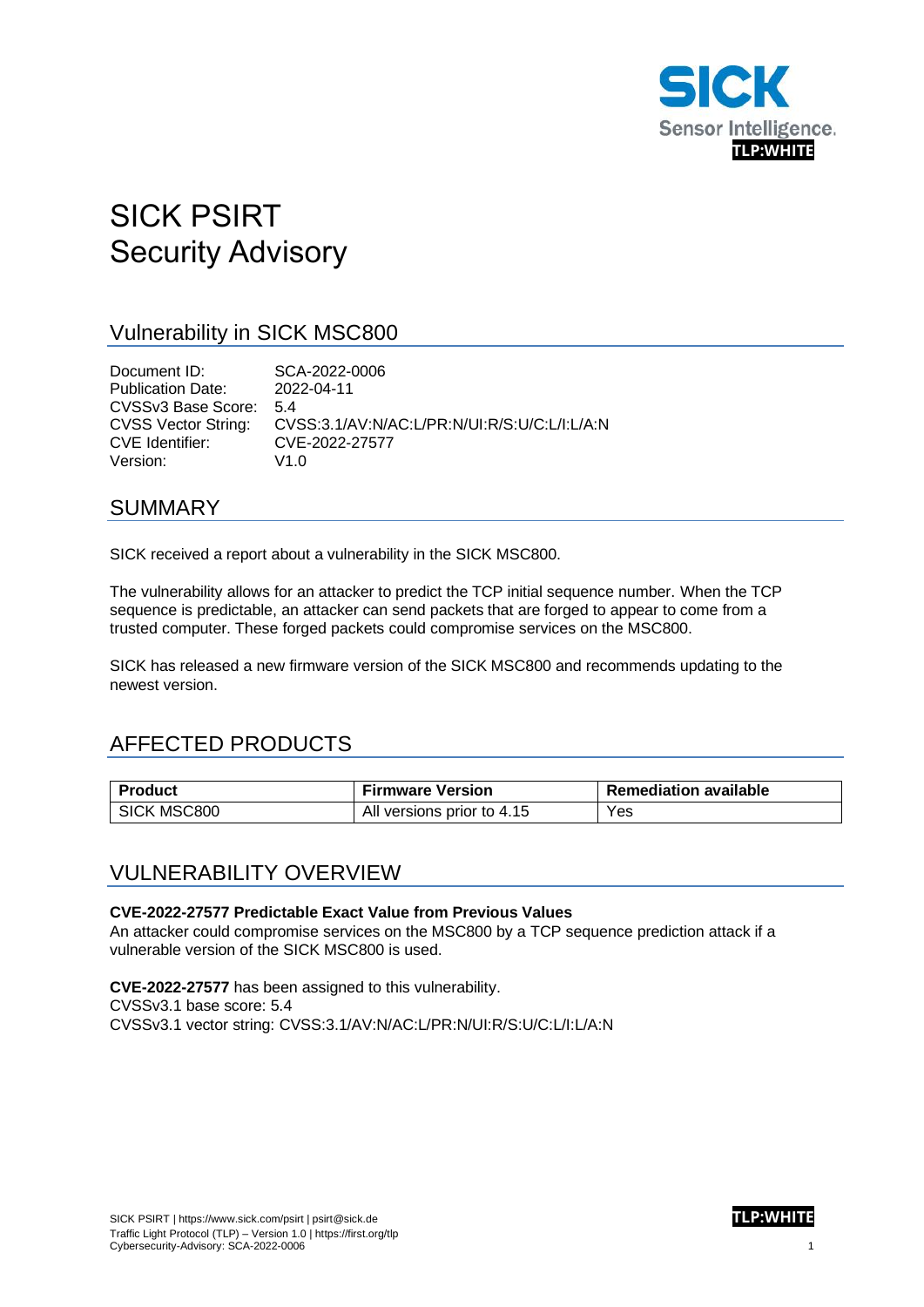TLP:WHITE

# SICK PSIRT
# Security Advisory

## Vulnerability in SICK MSC800

Document ID: SCA-2022-0006
Publication Date: 2022-04-11
CVSSv3 Base Score: 5.4
CVSS Vector String: CVSS:3.1/AV:N/AC:L/PR:N/UI:R/S:U/C:L/I:L/A:N
CVE Identifier: CVE-2022-27577
Version: V1.0

## SUMMARY

SICK received a report about a vulnerability in the SICK MSC800.

The vulnerability allows for an attacker to predict the TCP initial sequence number. When the TCP sequence is predictable, an attacker can send packets that are forged to appear to come from a trusted computer. These forged packets could compromise services on the MSC800.

SICK has released a new firmware version of the SICK MSC800 and recommends updating to the newest version.

## AFFECTED PRODUCTS

| Product | Firmware Version | Remediation available |
| --- | --- | --- |
| SICK MSC800 | All versions prior to 4.15 | Yes |

## VULNERABILITY OVERVIEW

**CVE-2022-27577 Predictable Exact Value from Previous Values**
An attacker could compromise services on the MSC800 by a TCP sequence prediction attack if a vulnerable version of the SICK MSC800 is used.

**CVE-2022-27577** has been assigned to this vulnerability.
CVSSv3.1 base score: 5.4
CVSSv3.1 vector string: CVSS:3.1/AV:N/AC:L/PR:N/UI:R/S:U/C:L/I:L/A:N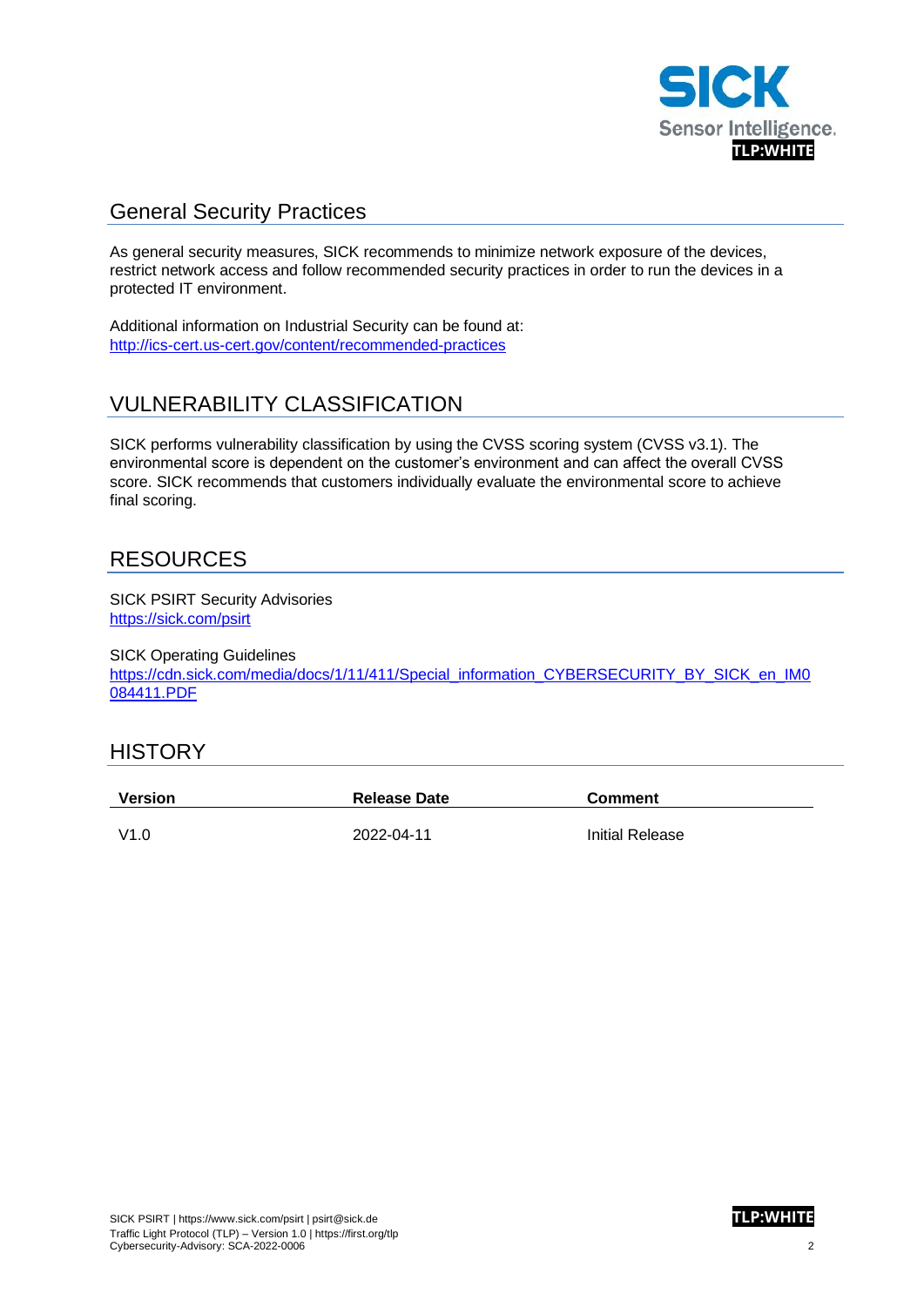## General Security Practices

As general security measures, SICK recommends to minimize network exposure of the devices, restrict network access and follow recommended security practices in order to run the devices in a protected IT environment.

Additional information on Industrial Security can be found at:
http://ics-cert.us-cert.gov/content/recommended-practices

## VULNERABILITY CLASSIFICATION

SICK performs vulnerability classification by using the CVSS scoring system (CVSS v3.1). The environmental score is dependent on the customer's environment and can affect the overall CVSS score. SICK recommends that customers individually evaluate the environmental score to achieve final scoring.

## RESOURCES

SICK PSIRT Security Advisories
https://sick.com/psirt

SICK Operating Guidelines
https://cdn.sick.com/media/docs/1/11/411/Special_information_CYBERSECURITY_BY_SICK_en_IM0084411.PDF

## HISTORY

| Version | Release Date | Comment |
|---|---|---|
| V1.0 | 2022-04-11 | Initial Release |